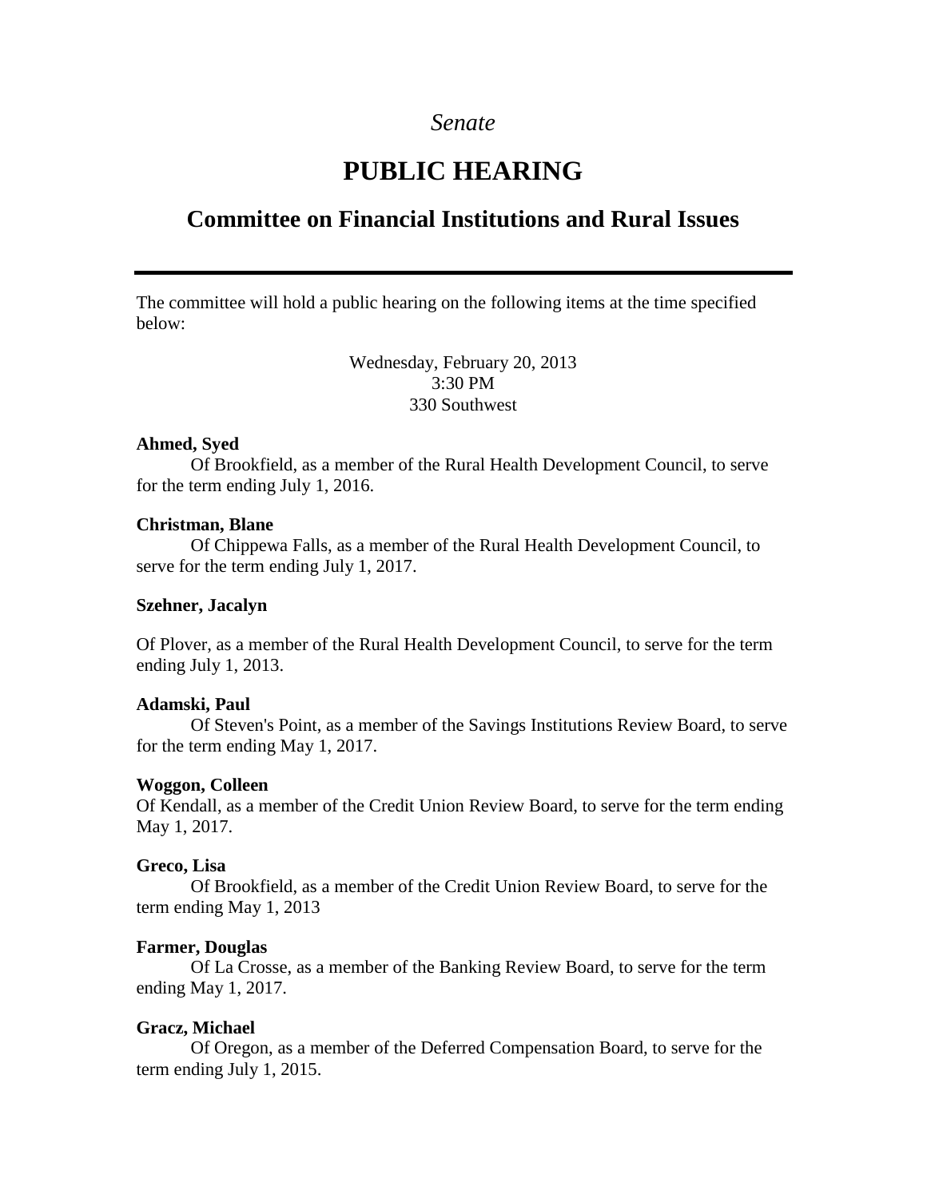*Senate*

# PUBLIC HEARING

## Committee on Financial Institutions and Rural Issues

---

The committee will hold a public hearing on the following items at the time specified below:

Wednesday, February 20, 2013
3:30 PM
330 Southwest

**Ahmed, Syed**

Of Brookfield, as a member of the Rural Health Development Council, to serve for the term ending July 1, 2016.

**Christman, Blane**

Of Chippewa Falls, as a member of the Rural Health Development Council, to serve for the term ending July 1, 2017.

**Szehner, Jacalyn**

Of Plover, as a member of the Rural Health Development Council, to serve for the term ending July 1, 2013.

**Adamski, Paul**

Of Steven's Point, as a member of the Savings Institutions Review Board, to serve for the term ending May 1, 2017.

**Woggon, Colleen**

Of Kendall, as a member of the Credit Union Review Board, to serve for the term ending May 1, 2017.

**Greco, Lisa**

Of Brookfield, as a member of the Credit Union Review Board, to serve for the term ending May 1, 2013

**Farmer, Douglas**

Of La Crosse, as a member of the Banking Review Board, to serve for the term ending May 1, 2017.

**Gracz, Michael**

Of Oregon, as a member of the Deferred Compensation Board, to serve for the term ending July 1, 2015.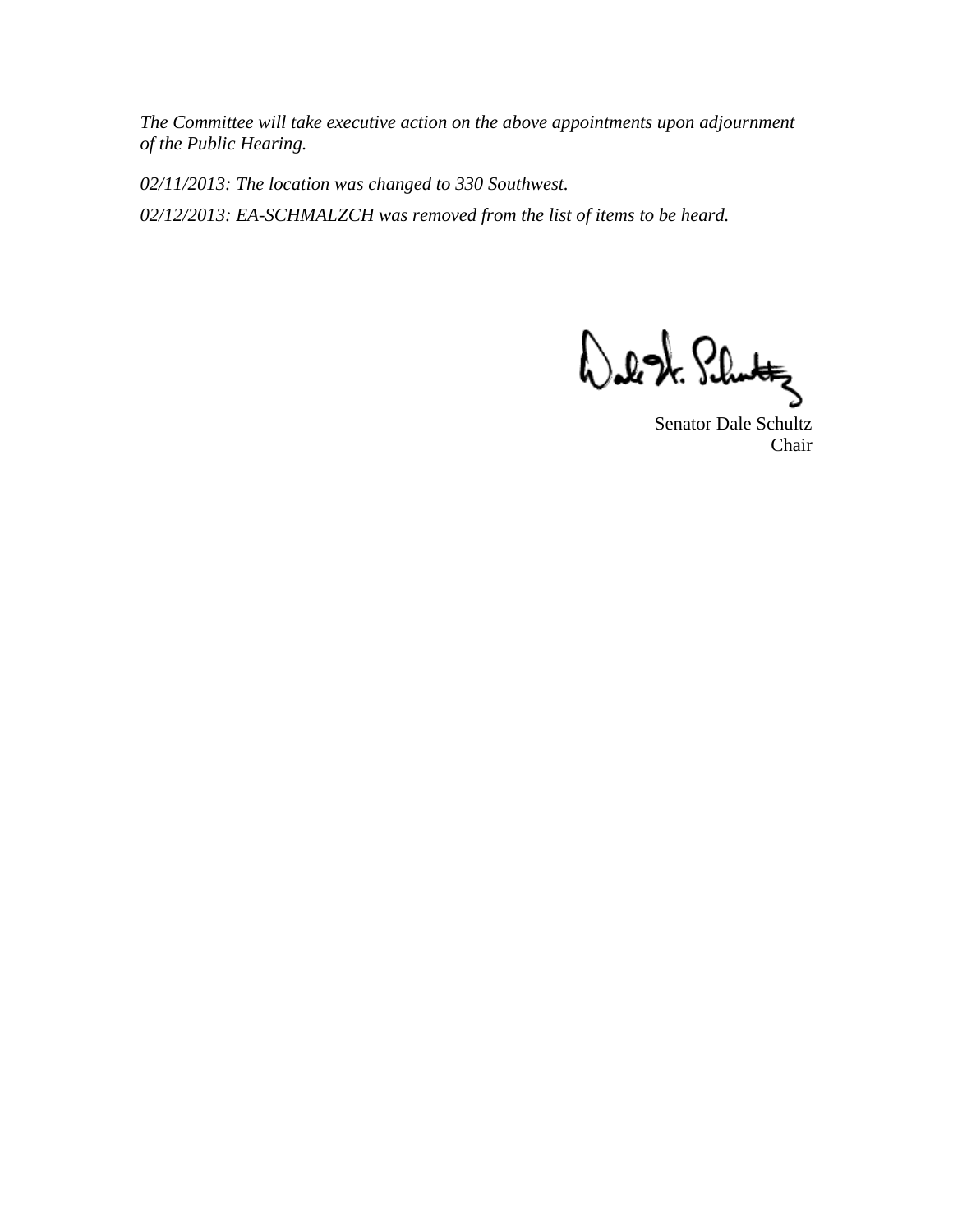*The Committee will take executive action on the above appointments upon adjournment of the Public Hearing.*

*02/11/2013: The location was changed to 330 Southwest.*

*02/12/2013: EA-SCHMALZCH was removed from the list of items to be heard.*

Senator Dale Schultz
Chair